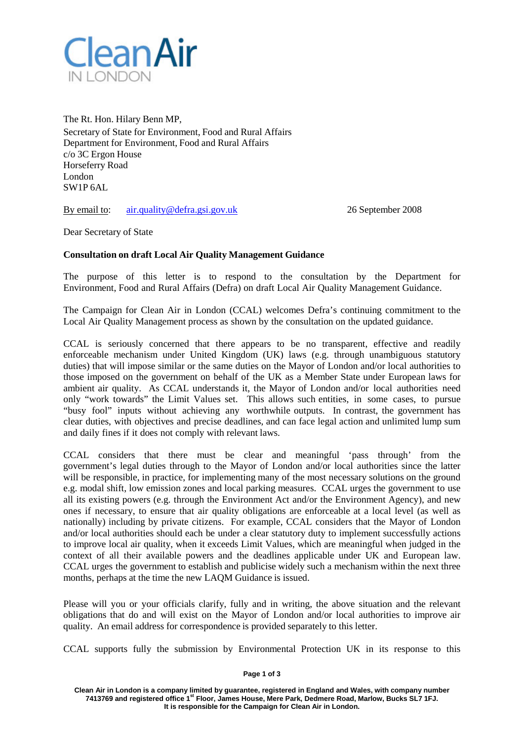**Clean Air**
IN LONDON

The Rt. Hon. Hilary Benn MP,
Secretary of State for Environment, Food and Rural Affairs
Department for Environment, Food and Rural Affairs
c/o 3C Ergon House
Horseferry Road
London
SW1P 6AL

By email to: air.quality@defra.gsi.gov.uk

26 September 2008

Dear Secretary of State

**Consultation on draft Local Air Quality Management Guidance**

The purpose of this letter is to respond to the consultation by the Department for Environment, Food and Rural Affairs (Defra) on draft Local Air Quality Management Guidance.

The Campaign for Clean Air in London (CCAL) welcomes Defra's continuing commitment to the Local Air Quality Management process as shown by the consultation on the updated guidance.

CCAL is seriously concerned that there appears to be no transparent, effective and readily enforceable mechanism under United Kingdom (UK) laws (e.g. through unambiguous statutory duties) that will impose similar or the same duties on the Mayor of London and/or local authorities to those imposed on the government on behalf of the UK as a Member State under European laws for ambient air quality. As CCAL understands it, the Mayor of London and/or local authorities need only "work towards" the Limit Values set. This allows such entities, in some cases, to pursue "busy fool" inputs without achieving any worthwhile outputs. In contrast, the government has clear duties, with objectives and precise deadlines, and can face legal action and unlimited lump sum and daily fines if it does not comply with relevant laws.

CCAL considers that there must be clear and meaningful 'pass through' from the government's legal duties through to the Mayor of London and/or local authorities since the latter will be responsible, in practice, for implementing many of the most necessary solutions on the ground e.g. modal shift, low emission zones and local parking measures. CCAL urges the government to use all its existing powers (e.g. through the Environment Act and/or the Environment Agency), and new ones if necessary, to ensure that air quality obligations are enforceable at a local level (as well as nationally) including by private citizens. For example, CCAL considers that the Mayor of London and/or local authorities should each be under a clear statutory duty to implement successfully actions to improve local air quality, when it exceeds Limit Values, which are meaningful when judged in the context of all their available powers and the deadlines applicable under UK and European law. CCAL urges the government to establish and publicise widely such a mechanism within the next three months, perhaps at the time the new LAQM Guidance is issued.

Please will you or your officials clarify, fully and in writing, the above situation and the relevant obligations that do and will exist on the Mayor of London and/or local authorities to improve air quality. An email address for correspondence is provided separately to this letter.

CCAL supports fully the submission by Environmental Protection UK in its response to this

**Clean Air in London is a company limited by guarantee, registered in England and Wales, with company number 7413769 and registered office 1st Floor, James House, Mere Park, Dedmere Road, Marlow, Bucks SL7 1FJ. It is responsible for the Campaign for Clean Air in London.**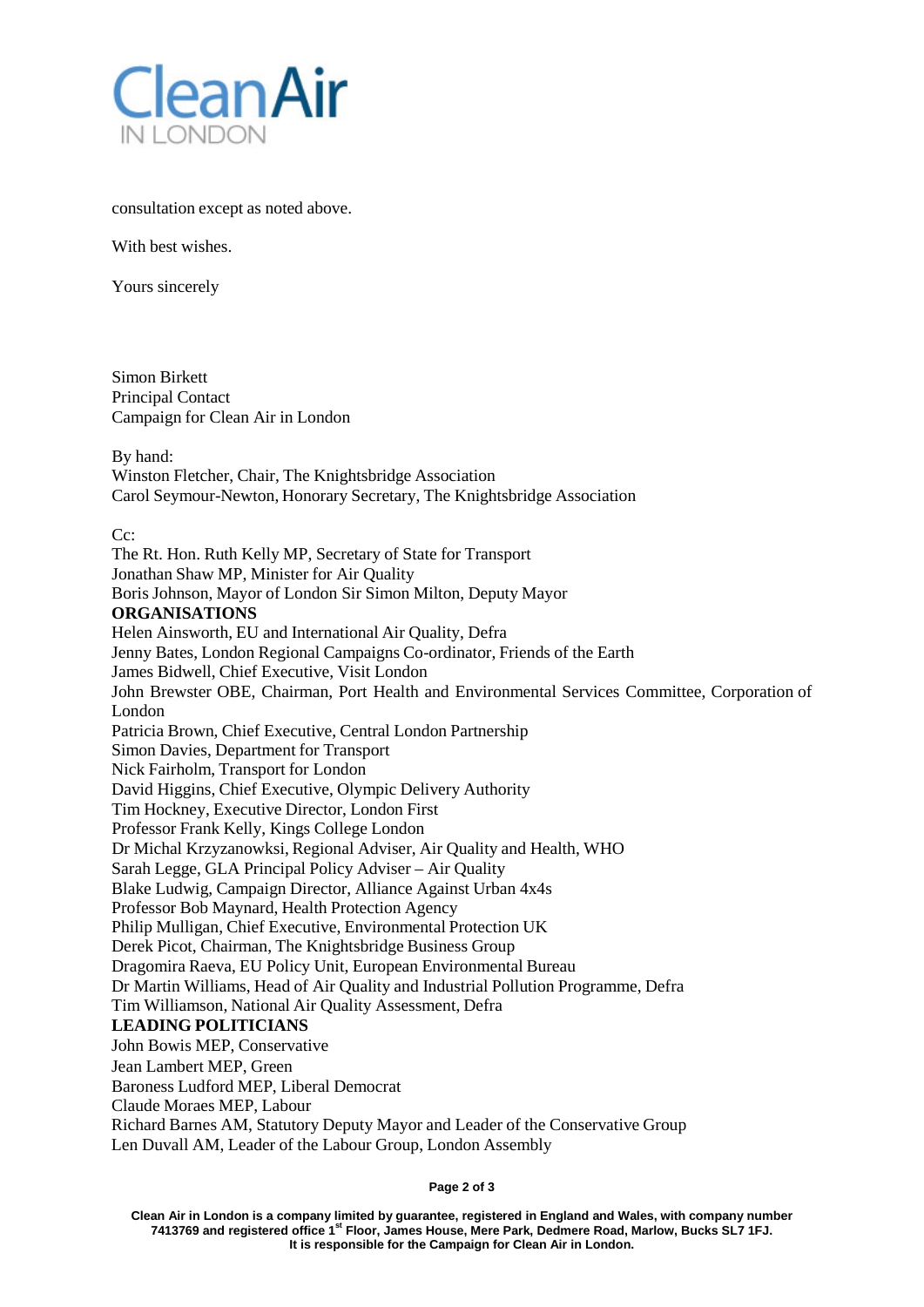consultation except as noted above.

With best wishes.

Yours sincerely

Simon Birkett
Principal Contact
Campaign for Clean Air in London

By hand:
Winston Fletcher, Chair, The Knightsbridge Association
Carol Seymour-Newton, Honorary Secretary, The Knightsbridge Association

Cc:
The Rt. Hon. Ruth Kelly MP, Secretary of State for Transport
Jonathan Shaw MP, Minister for Air Quality
Boris Johnson, Mayor of London Sir Simon Milton, Deputy Mayor

**ORGANISATIONS**

Helen Ainsworth, EU and International Air Quality, Defra
Jenny Bates, London Regional Campaigns Co-ordinator, Friends of the Earth
James Bidwell, Chief Executive, Visit London
John Brewster OBE, Chairman, Port Health and Environmental Services Committee, Corporation of London
Patricia Brown, Chief Executive, Central London Partnership
Simon Davies, Department for Transport
Nick Fairholm, Transport for London
David Higgins, Chief Executive, Olympic Delivery Authority
Tim Hockney, Executive Director, London First
Professor Frank Kelly, Kings College London
Dr Michal Krzyzanowksi, Regional Adviser, Air Quality and Health, WHO
Sarah Legge, GLA Principal Policy Adviser – Air Quality
Blake Ludwig, Campaign Director, Alliance Against Urban 4x4s
Professor Bob Maynard, Health Protection Agency
Philip Mulligan, Chief Executive, Environmental Protection UK
Derek Picot, Chairman, The Knightsbridge Business Group
Dragomira Raeva, EU Policy Unit, European Environmental Bureau
Dr Martin Williams, Head of Air Quality and Industrial Pollution Programme, Defra
Tim Williamson, National Air Quality Assessment, Defra

**LEADING POLITICIANS**

John Bowis MEP, Conservative
Jean Lambert MEP, Green
Baroness Ludford MEP, Liberal Democrat
Claude Moraes MEP, Labour
Richard Barnes AM, Statutory Deputy Mayor and Leader of the Conservative Group
Len Duvall AM, Leader of the Labour Group, London Assembly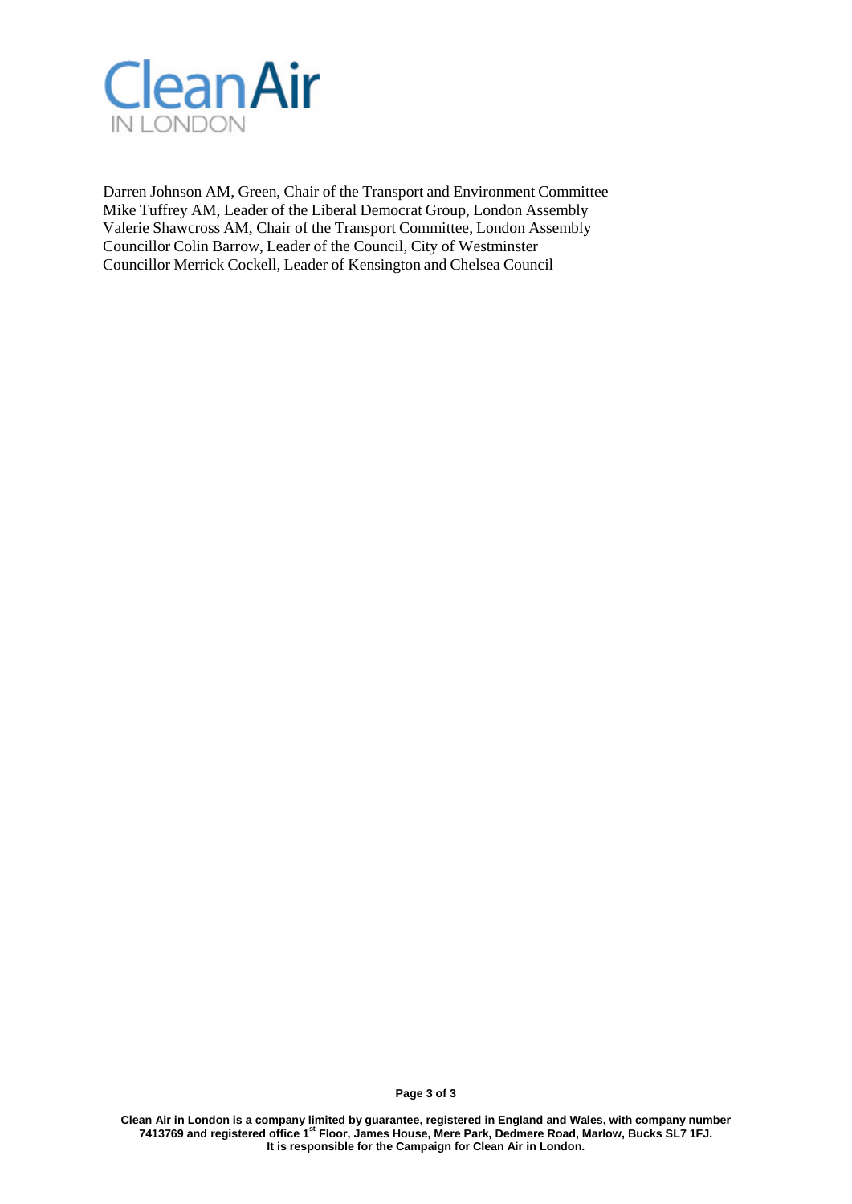Darren Johnson AM, Green, Chair of the Transport and Environment Committee
Mike Tuffrey AM, Leader of the Liberal Democrat Group, London Assembly
Valerie Shawcross AM, Chair of the Transport Committee, London Assembly
Councillor Colin Barrow, Leader of the Council, City of Westminster
Councillor Merrick Cockell, Leader of Kensington and Chelsea Council

**Clean Air in London is a company limited by guarantee, registered in England and Wales, with company number 7413769 and registered office 1st Floor, James House, Mere Park, Dedmere Road, Marlow, Bucks SL7 1FJ. It is responsible for the Campaign for Clean Air in London.**